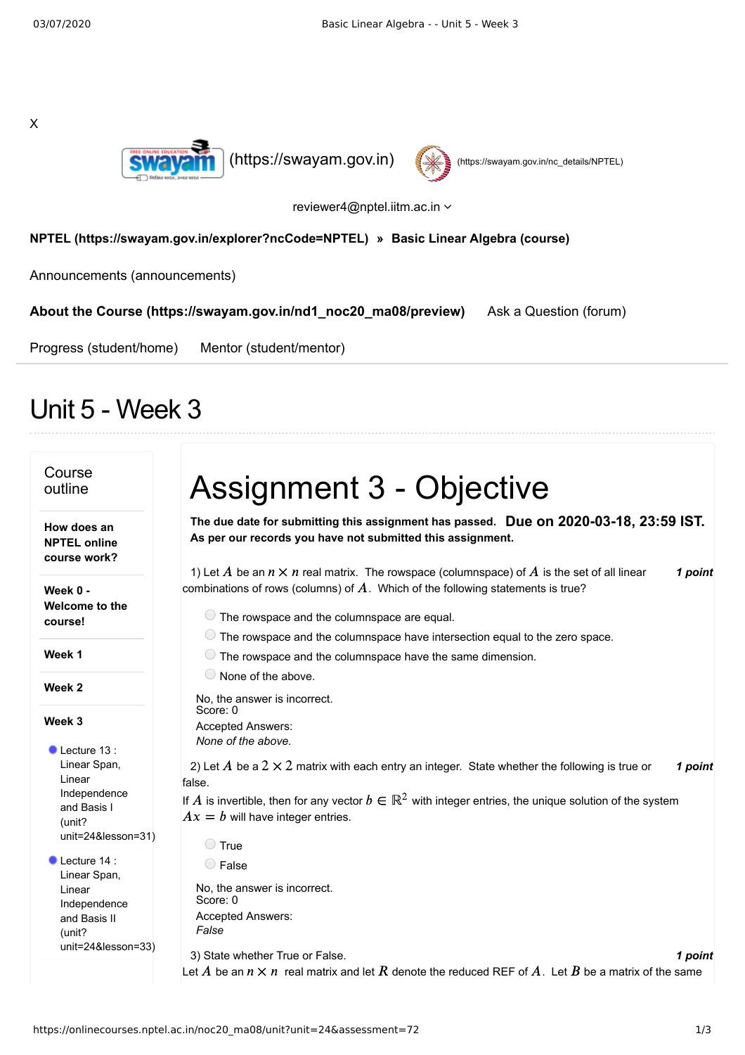X

(https://swayam.gov.in) (https://swayam.gov.in/nc_details/NPTEL)

reviewer4@nptel.iitm.ac.in

**NPTEL (https://swayam.gov.in/explorer?ncCode=NPTEL) » Basic Linear Algebra (course)**

Announcements (announcements)

**About the Course (https://swayam.gov.in/nd1_noc20_ma08/preview)** Ask a Question (forum)

Progress (student/home) Mentor (student/mentor)

# Unit 5 - Week 3

**Course outline**

**How does an NPTEL online course work?**

**Week 0 - Welcome to the course!**

**Week 1**

**Week 2**

**Week 3**

- Lecture 13 : Linear Span, Linear Independence and Basis I (unit?unit=24&lesson=31)
- Lecture 14 : Linear Span, Linear Independence and Basis II (unit?unit=24&lesson=33)

# Assignment 3 - Objective

**The due date for submitting this assignment has passed.** **Due on 2020-03-18, 23:59 IST.**
**As per our records you have not submitted this assignment.**

1) Let $A$ be an $n \times n$ real matrix. The rowspace (columnspace) of $A$ is the set of all linear combinations of rows (columns) of $A$. Which of the following statements is true? ***1 point***

- The rowspace and the columnspace are equal.
- The rowspace and the columnspace have intersection equal to the zero space.
- The rowspace and the columnspace have the same dimension.
- None of the above.

No, the answer is incorrect.
Score: 0
Accepted Answers:
*None of the above.*

2) Let $A$ be a $2 \times 2$ matrix with each entry an integer. State whether the following is true or false. ***1 point***

If $A$ is invertible, then for any vector $b \in \mathbb{R}^2$ with integer entries, the unique solution of the system $Ax = b$ will have integer entries.

- True
- False

No, the answer is incorrect.
Score: 0
Accepted Answers:
*False*

3) State whether True or False. ***1 point***

Let $A$ be an $n \times n$ real matrix and let $R$ denote the reduced REF of $A$. Let $B$ be a matrix of the same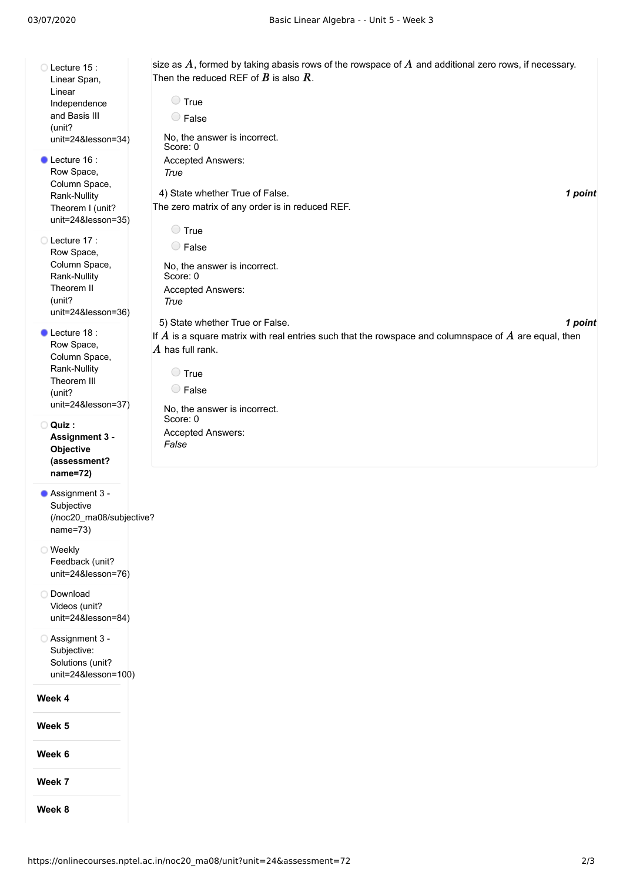- Lecture 15 : Linear Span, Linear Independence and Basis III (unit?unit=24&lesson=34)
- Lecture 16 : Row Space, Column Space, Rank-Nullity Theorem I (unit?unit=24&lesson=35)
- Lecture 17 : Row Space, Column Space, Rank-Nullity Theorem II (unit?unit=24&lesson=36)
- Lecture 18 : Row Space, Column Space, Rank-Nullity Theorem III (unit?unit=24&lesson=37)
- **Quiz : Assignment 3 - Objective (assessment?name=72)**
- Assignment 3 - Subjective (/noc20_ma08/subjective?name=73)
- Weekly Feedback (unit?unit=24&lesson=76)
- Download Videos (unit?unit=24&lesson=84)
- Assignment 3 - Subjective: Solutions (unit?unit=24&lesson=100)

**Week 4**

**Week 5**

**Week 6**

**Week 7**

**Week 8**

size as $A$, formed by taking abasis rows of the rowspace of $A$ and additional zero rows, if necessary. Then the reduced REF of $B$ is also $R$.

- True
- False

No, the answer is incorrect.
Score: 0

Accepted Answers:
*True*

4) State whether True of False. ***1 point***

The zero matrix of any order is in reduced REF.

- True
- False

No, the answer is incorrect.
Score: 0

Accepted Answers:
*True*

5) State whether True or False. ***1 point***

If $A$ is a square matrix with real entries such that the rowspace and columnspace of $A$ are equal, then $A$ has full rank.

- True
- False

No, the answer is incorrect.
Score: 0

Accepted Answers:
*False*